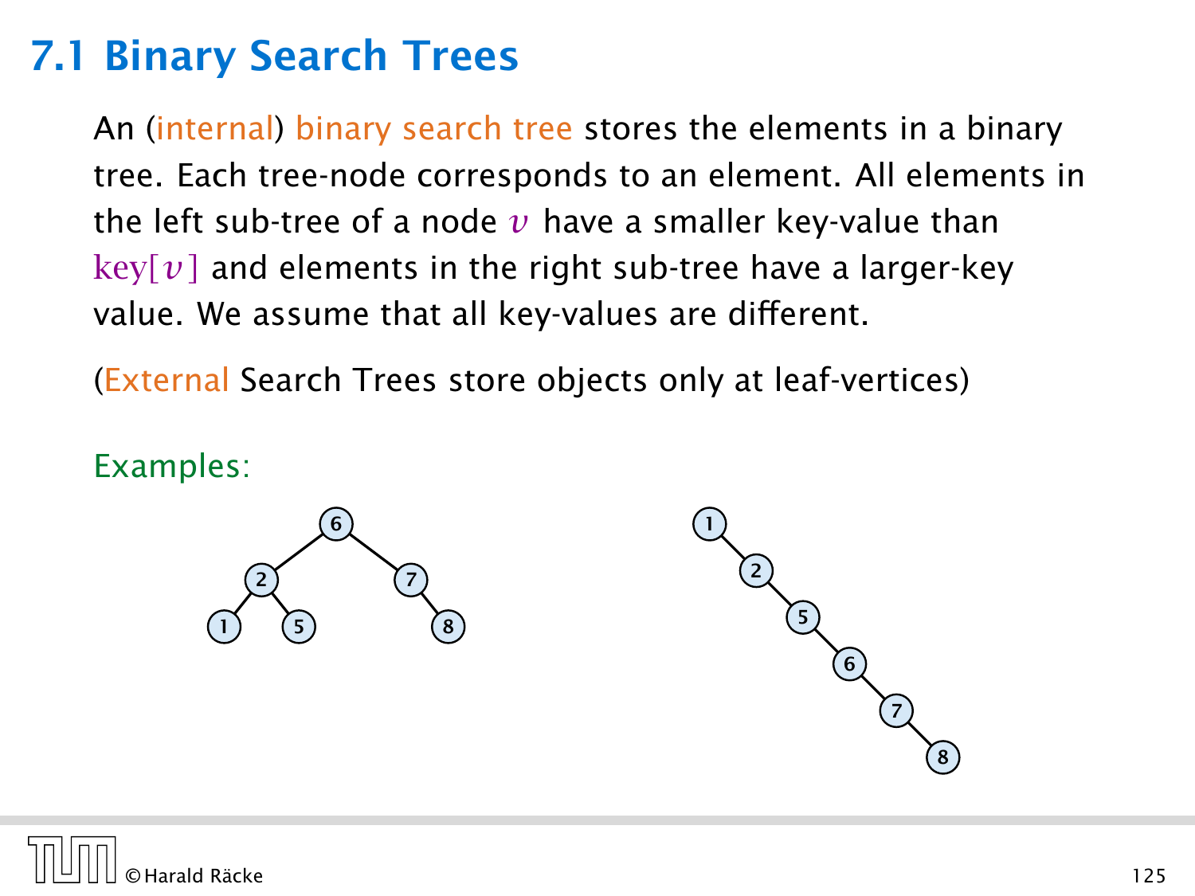# 7.1 Binary Search Trees

An (internal) binary search tree stores the elements in a binary tree. Each tree-node corresponds to an element. All elements in the left sub-tree of a node $v$ have a smaller key-value than $\text{key}[v]$ and elements in the right sub-tree have a larger-key value. We assume that all key-values are different.

(External Search Trees store objects only at leaf-vertices)

Examples: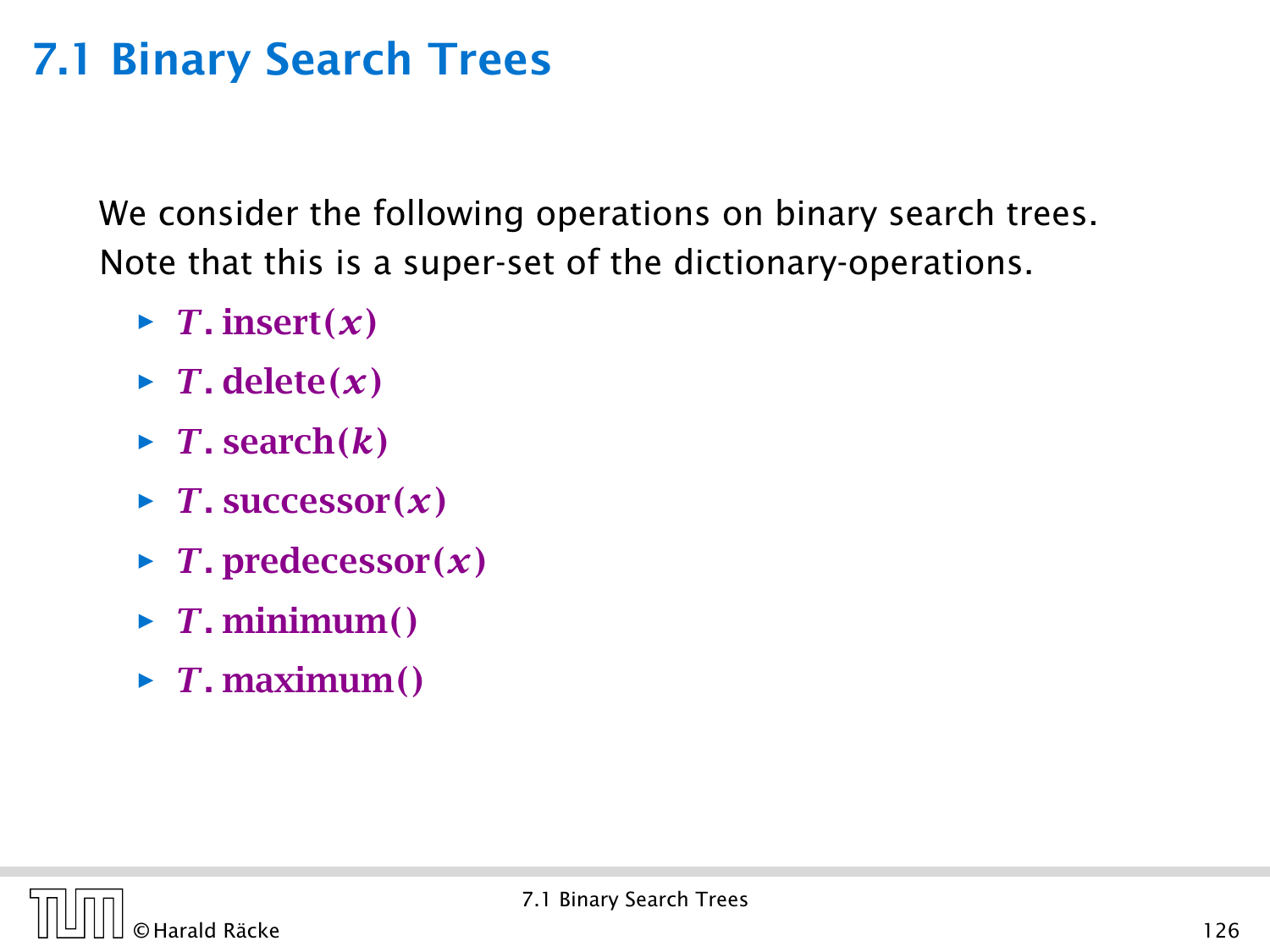# 7.1 Binary Search Trees

We consider the following operations on binary search trees. Note that this is a super-set of the dictionary-operations.

- $T$. insert($x$)
- $T$. delete($x$)
- $T$. search($k$)
- $T$. successor($x$)
- $T$. predecessor($x$)
- $T$. minimum()
- $T$. maximum()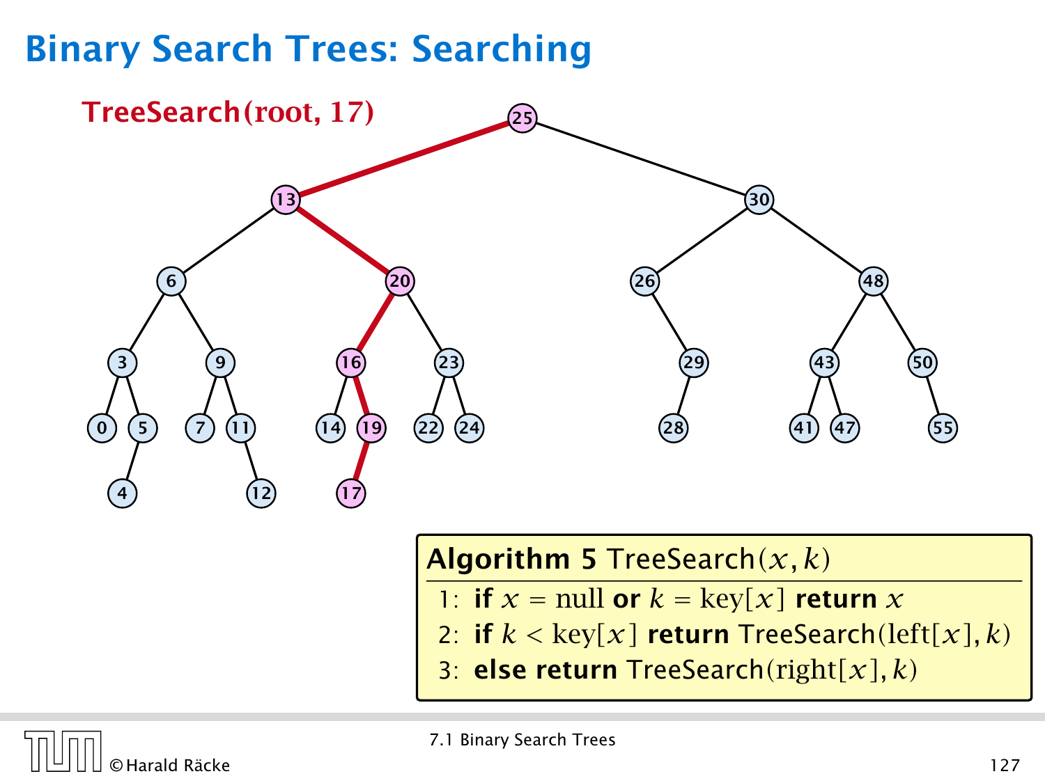# Binary Search Trees: Searching

**TreeSearch(root, 17)**

**Algorithm 5** TreeSearch$(x, k)$

1: **if** $x = \text{null}$ **or** $k = \text{key}[x]$ **return** $x$
2: **if** $k < \text{key}[x]$ **return** TreeSearch$(\text{left}[x], k)$
3: **else return** TreeSearch$(\text{right}[x], k)$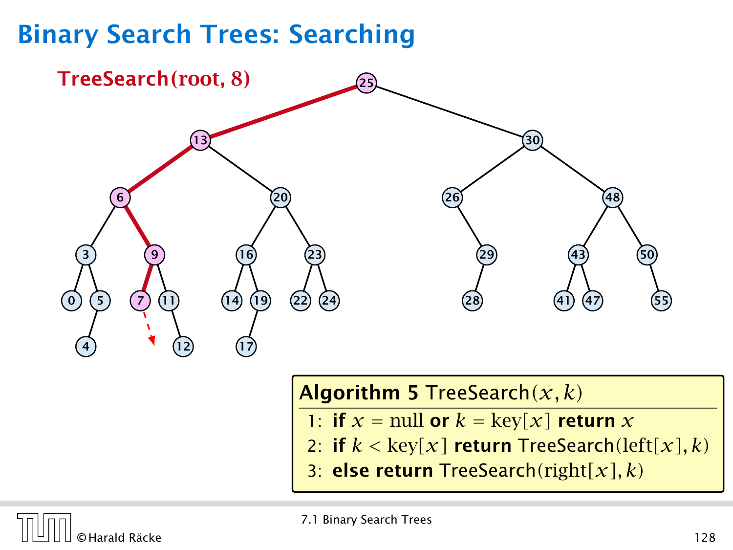# Binary Search Trees: Searching

**TreeSearch(root, 8)**

**Algorithm 5** TreeSearch$(x, k)$

1: **if** $x$ = null **or** $k = \text{key}[x]$ **return** $x$
2: **if** $k < \text{key}[x]$ **return** TreeSearch$(\text{left}[x], k)$
3: **else return** TreeSearch$(\text{right}[x], k)$

7.1 Binary Search Trees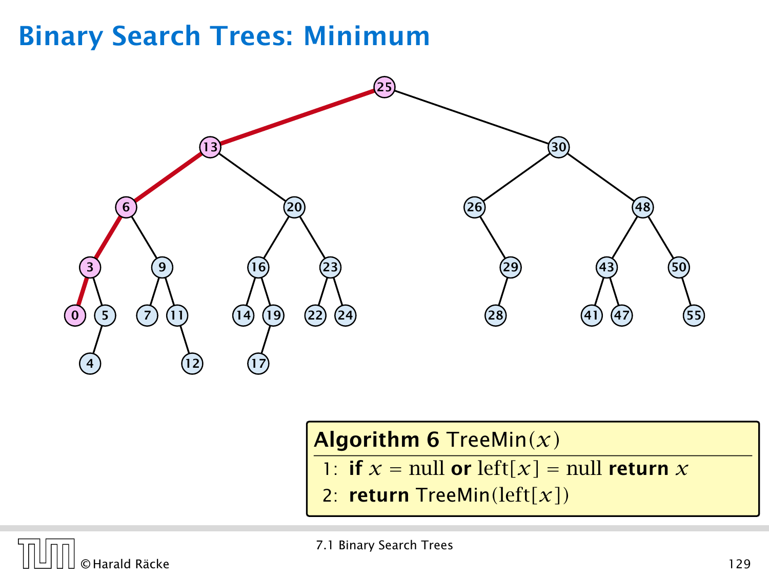# Binary Search Trees: Minimum

**Algorithm 6** TreeMin($x$)

1: **if** $x = \text{null}$ **or** $\text{left}[x] = \text{null}$ **return** $x$

2: **return** TreeMin($\text{left}[x]$)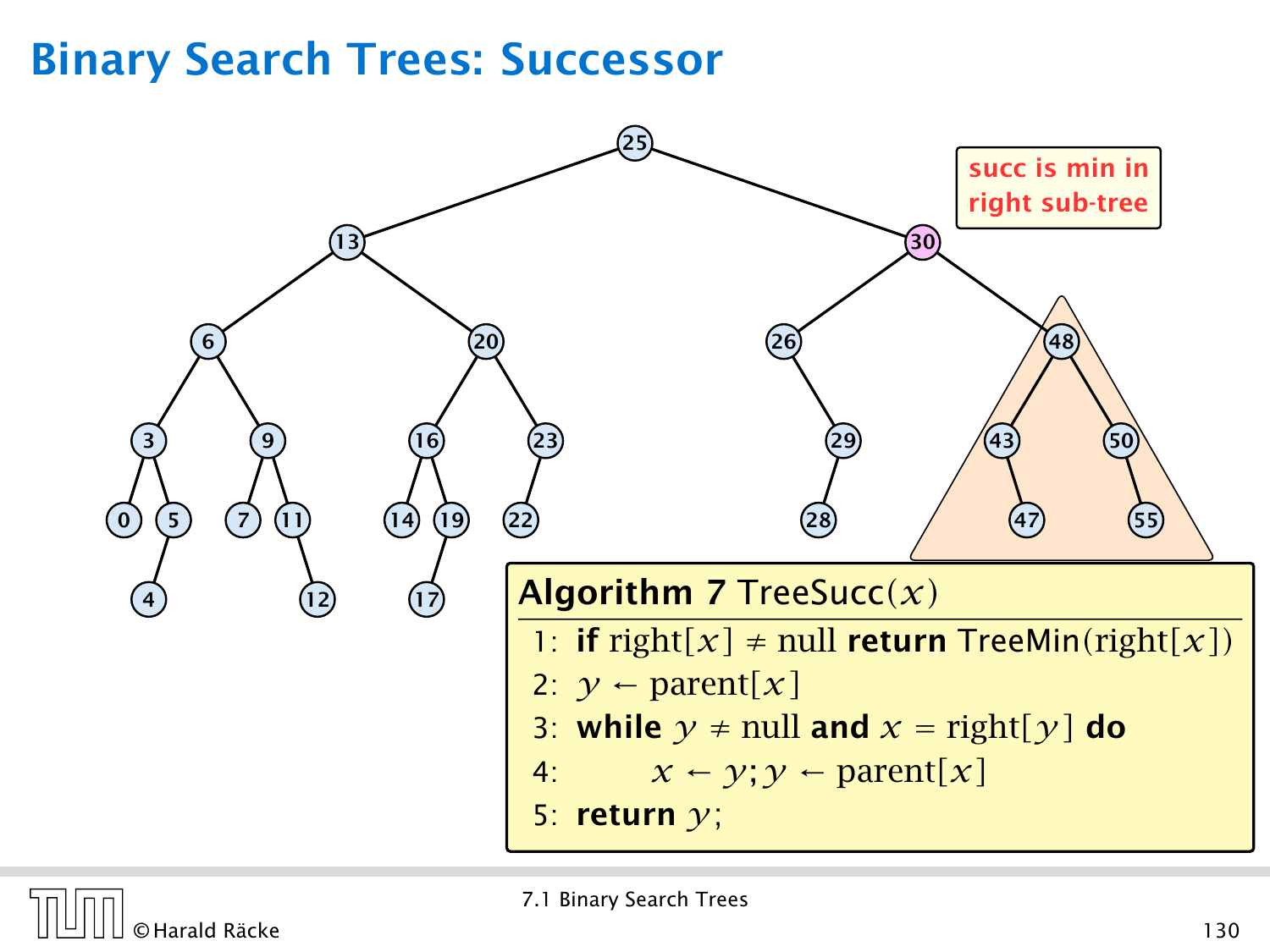# Binary Search Trees: Successor

succ is min in right sub-tree

**Algorithm 7** TreeSucc($x$)

1: **if** right[$x$] $\neq$ null **return** TreeMin(right[$x$])
2: $y \leftarrow$ parent[$x$]
3: **while** $y \neq$ null **and** $x =$ right[$y$] **do**
4: $\quad x \leftarrow y; y \leftarrow$ parent[$x$]
5: **return** $y$;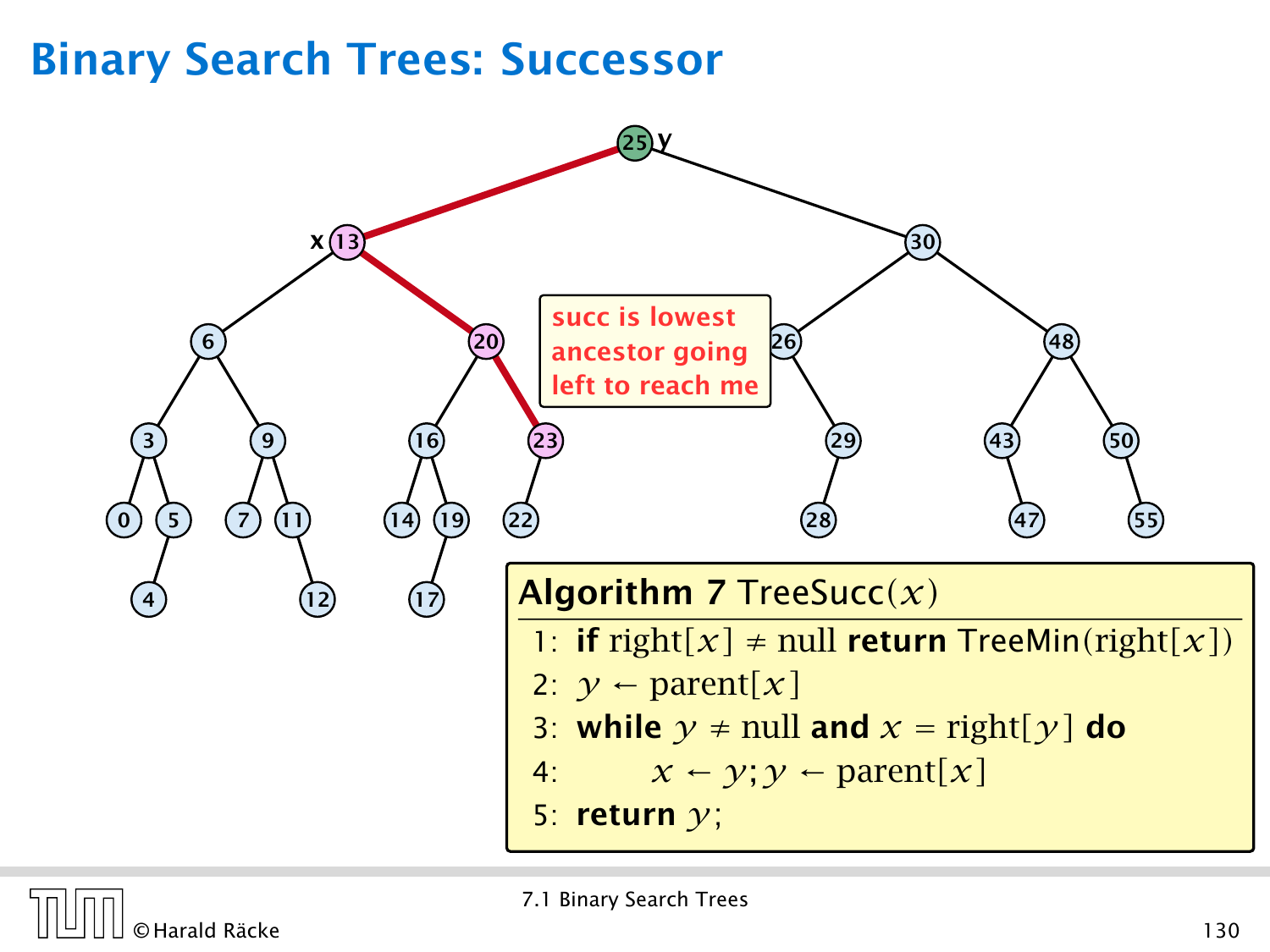# Binary Search Trees: Successor

succ is lowest ancestor going left to reach me

**Algorithm 7** TreeSucc($x$)

1: **if** right[$x$] $\neq$ null **return** TreeMin(right[$x$])
2: $y \leftarrow$ parent[$x$]
3: **while** $y \neq$ null **and** $x =$ right[$y$] **do**
4: $\quad x \leftarrow y; y \leftarrow$ parent[$x$]
5: **return** $y$;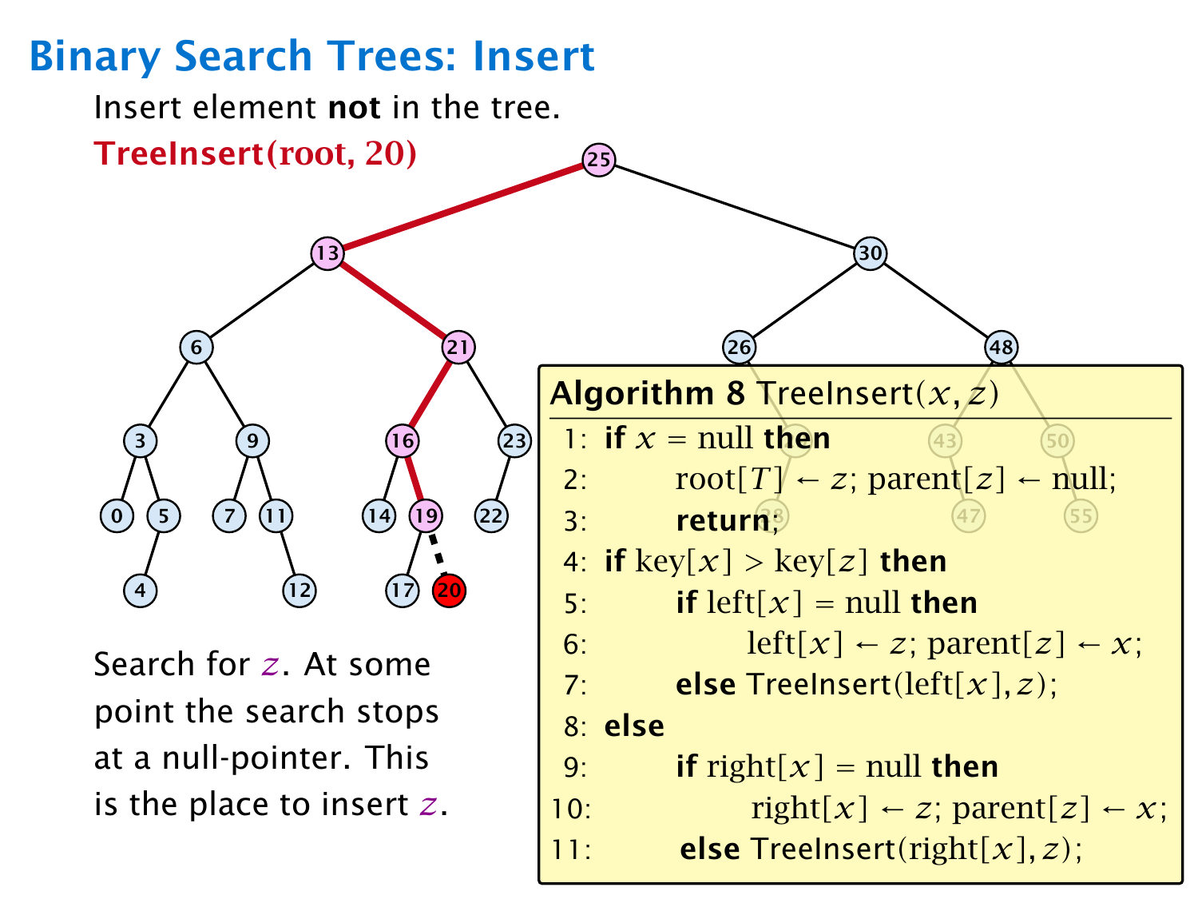# Binary Search Trees: Insert

Insert element **not** in the tree.

**TreeInsert(root, 20)**

Search for $z$. At some point the search stops at a null-pointer. This is the place to insert $z$.

**Algorithm 8** TreeInsert($x, z$)

```
1:  if x = null then
2:      root[T] ← z; parent[z] ← null;
3:      return;
4:  if key[x] > key[z] then
5:      if left[x] = null then
6:          left[x] ← z; parent[z] ← x;
7:      else TreeInsert(left[x], z);
8:  else
9:      if right[x] = null then
10:         right[x] ← z; parent[z] ← x;
11:     else TreeInsert(right[x], z);
```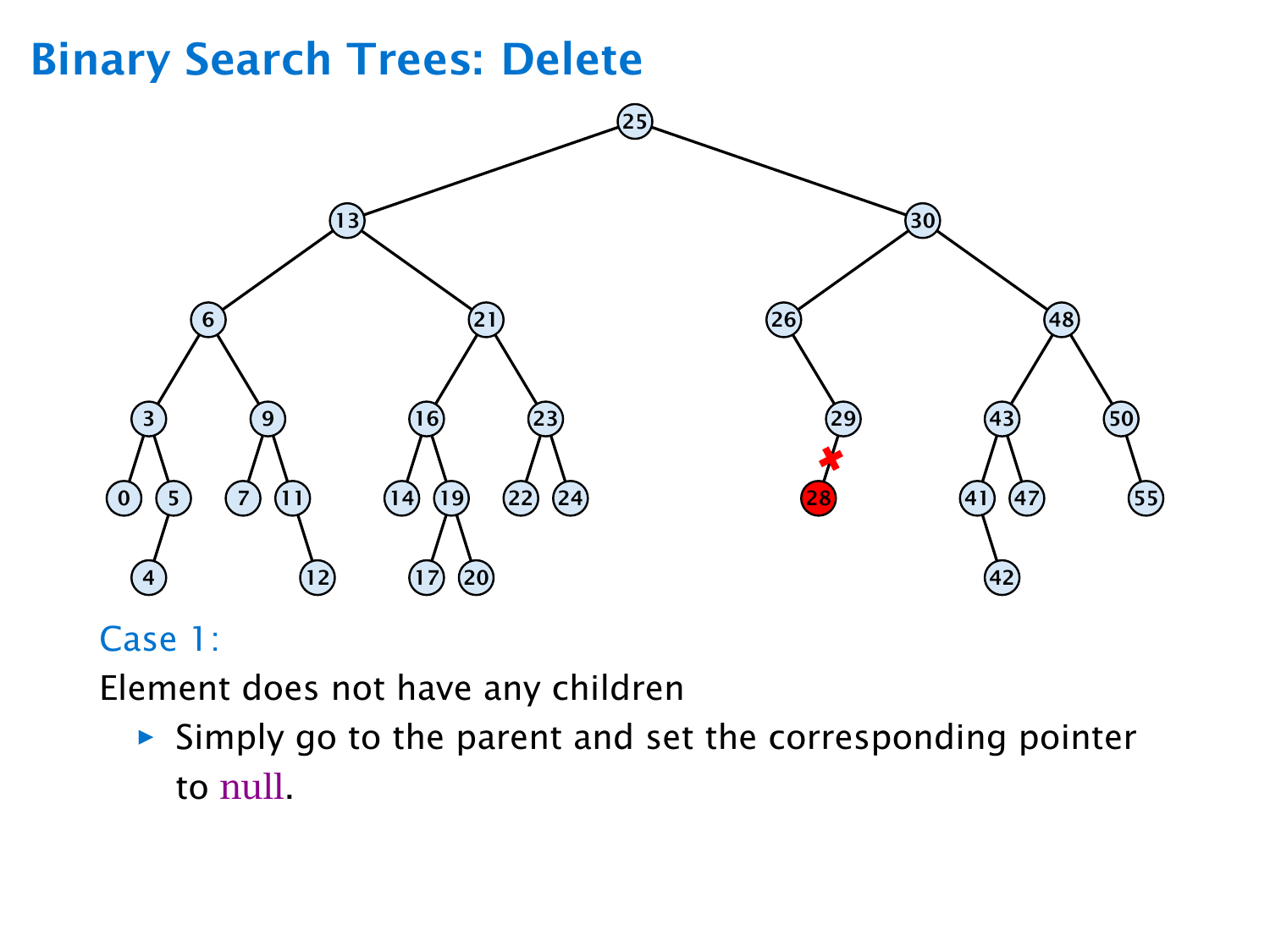# Binary Search Trees: Delete

Case 1:

Element does not have any children

- Simply go to the parent and set the corresponding pointer to null.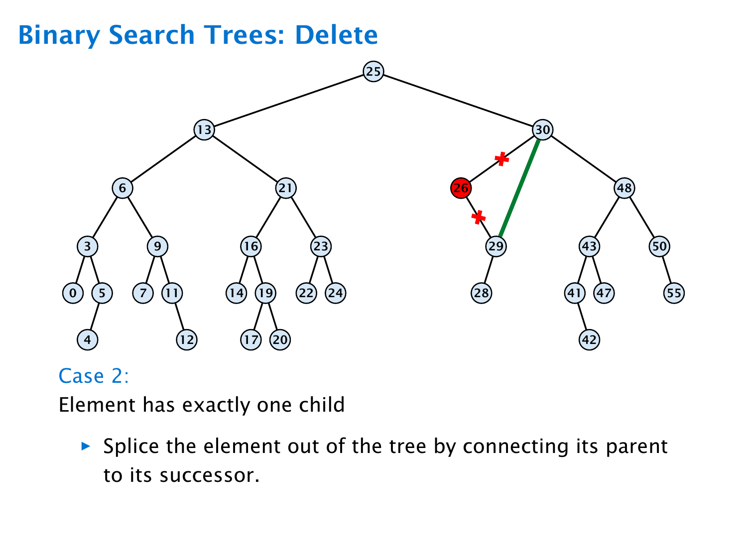# Binary Search Trees: Delete

Case 2:

Element has exactly one child

- Splice the element out of the tree by connecting its parent to its successor.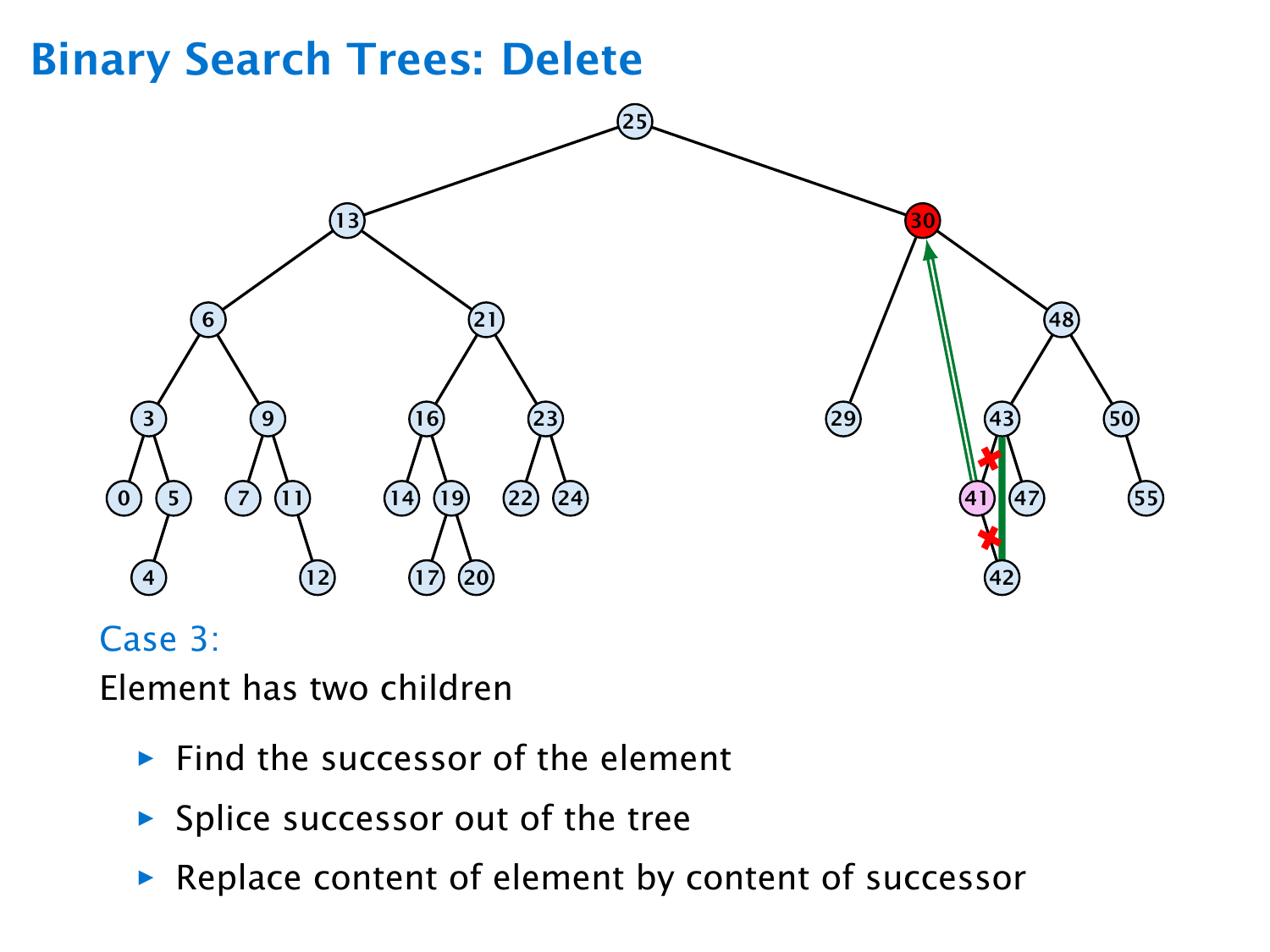# Binary Search Trees: Delete

Case 3:

Element has two children

- Find the successor of the element
- Splice successor out of the tree
- Replace content of element by content of successor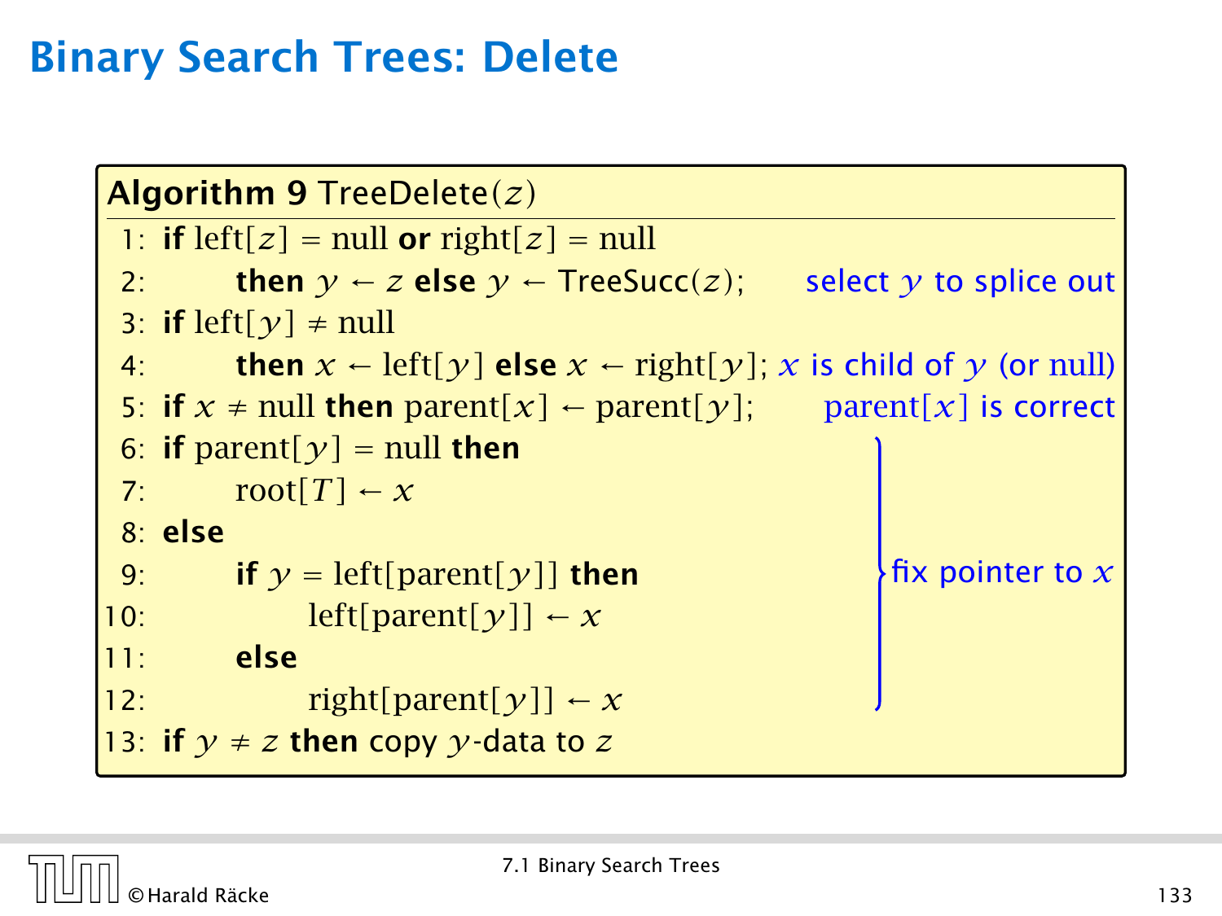# Binary Search Trees: Delete

**Algorithm 9** TreeDelete($z$)

```
 1: if left[z] = null or right[z] = null
 2:     then y ← z else y ← TreeSucc(z);        select y to splice out
 3: if left[y] ≠ null
 4:     then x ← left[y] else x ← right[y];  x is child of y (or null)
 5: if x ≠ null then parent[x] ← parent[y];    parent[x] is correct
 6: if parent[y] = null then                   ⎫
 7:     root[T] ← x                            ⎪
 8: else                                       ⎪
 9:     if y = left[parent[y]] then            ⎬ fix pointer to x
10:         left[parent[y]] ← x                ⎪
11:     else                                   ⎪
12:         right[parent[y]] ← x               ⎭
13: if y ≠ z then copy y-data to z
```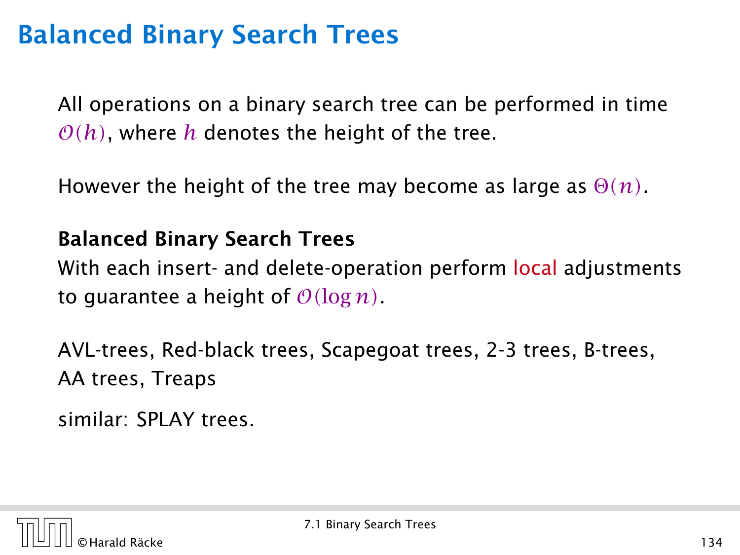# Balanced Binary Search Trees

All operations on a binary search tree can be performed in time $\mathcal{O}(h)$, where $h$ denotes the height of the tree.

However the height of the tree may become as large as $\Theta(n)$.

**Balanced Binary Search Trees**
With each insert- and delete-operation perform local adjustments to guarantee a height of $\mathcal{O}(\log n)$.

AVL-trees, Red-black trees, Scapegoat trees, 2-3 trees, B-trees, AA trees, Treaps

similar: SPLAY trees.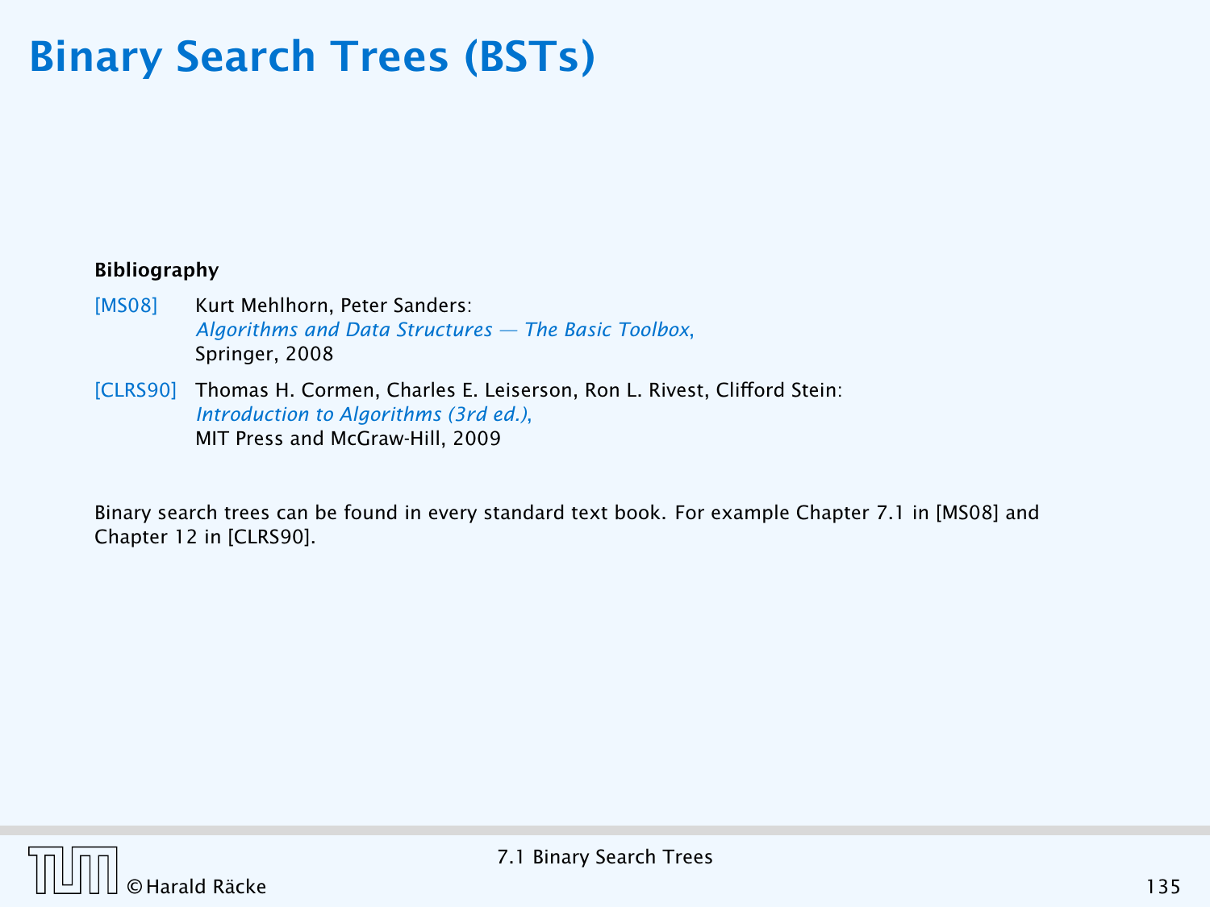# Binary Search Trees (BSTs)

**Bibliography**

[MS08] Kurt Mehlhorn, Peter Sanders:
*Algorithms and Data Structures — The Basic Toolbox*,
Springer, 2008

[CLRS90] Thomas H. Cormen, Charles E. Leiserson, Ron L. Rivest, Clifford Stein:
*Introduction to Algorithms (3rd ed.)*,
MIT Press and McGraw-Hill, 2009

Binary search trees can be found in every standard text book. For example Chapter 7.1 in [MS08] and Chapter 12 in [CLRS90].